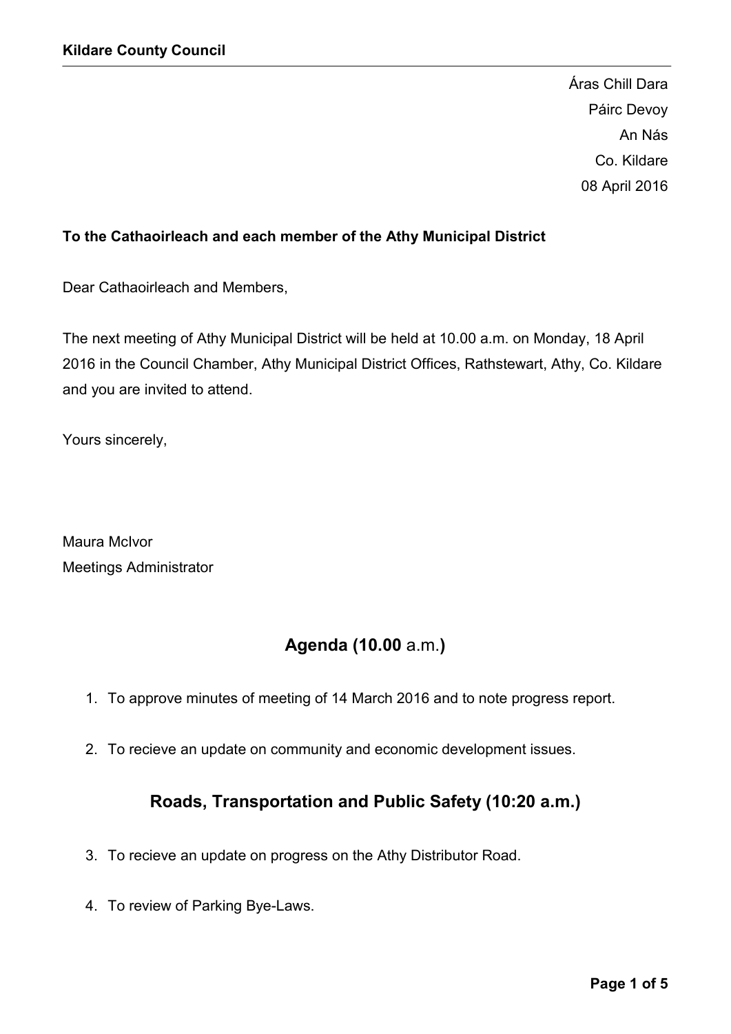Áras Chill Dara
Páirc Devoy
An Nás
Co. Kildare
08 April 2016

**To the Cathaoirleach and each member of the Athy Municipal District**

Dear Cathaoirleach and Members,

The next meeting of Athy Municipal District will be held at 10.00 a.m. on Monday, 18 April 2016 in the Council Chamber, Athy Municipal District Offices, Rathstewart, Athy, Co. Kildare and you are invited to attend.

Yours sincerely,

Maura McIvor
Meetings Administrator

## Agenda (10.00 a.m.)

1. To approve minutes of meeting of 14 March 2016 and to note progress report.

2. To recieve an update on community and economic development issues.

## Roads, Transportation and Public Safety (10:20 a.m.)

3. To recieve an update on progress on the Athy Distributor Road.

4. To review of Parking Bye-Laws.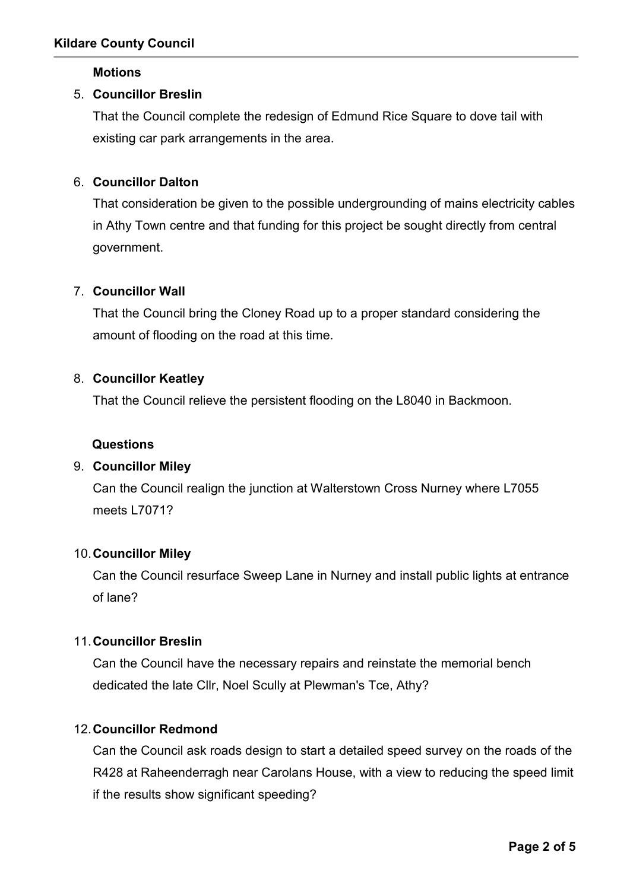**Motions**

5. **Councillor Breslin**

   That the Council complete the redesign of Edmund Rice Square to dove tail with existing car park arrangements in the area.

6. **Councillor Dalton**

   That consideration be given to the possible undergrounding of mains electricity cables in Athy Town centre and that funding for this project be sought directly from central government.

7. **Councillor Wall**

   That the Council bring the Cloney Road up to a proper standard considering the amount of flooding on the road at this time.

8. **Councillor Keatley**

   That the Council relieve the persistent flooding on the L8040 in Backmoon.

**Questions**

9. **Councillor Miley**

   Can the Council realign the junction at Walterstown Cross Nurney where L7055 meets L7071?

10. **Councillor Miley**

    Can the Council resurface Sweep Lane in Nurney and install public lights at entrance of lane?

11. **Councillor Breslin**

    Can the Council have the necessary repairs and reinstate the memorial bench dedicated the late Cllr, Noel Scully at Plewman's Tce, Athy?

12. **Councillor Redmond**

    Can the Council ask roads design to start a detailed speed survey on the roads of the R428 at Raheenderragh near Carolans House, with a view to reducing the speed limit if the results show significant speeding?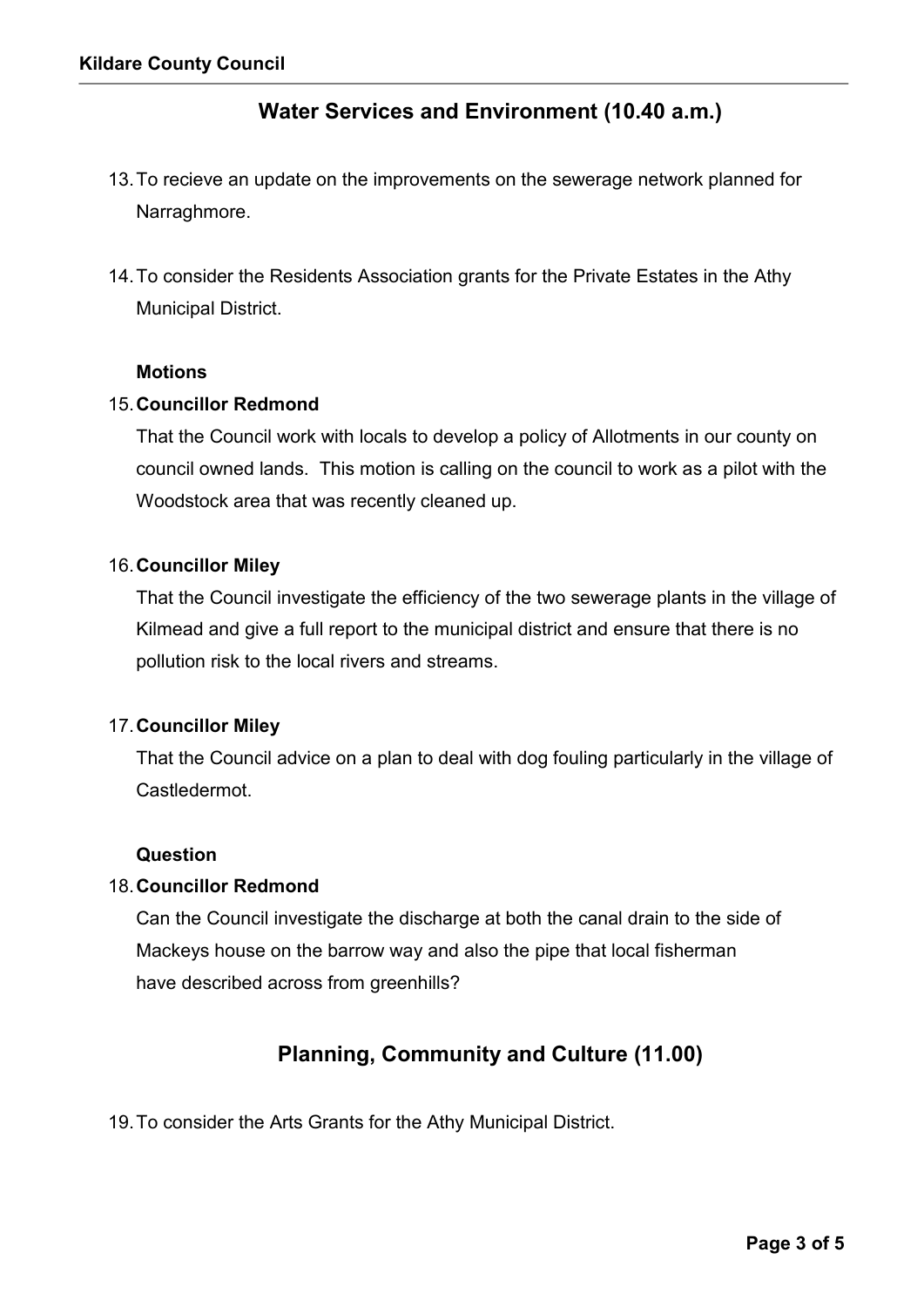## Water Services and Environment (10.40 a.m.)

13. To recieve an update on the improvements on the sewerage network planned for Narraghmore.

14. To consider the Residents Association grants for the Private Estates in the Athy Municipal District.

**Motions**

15. **Councillor Redmond**

    That the Council work with locals to develop a policy of Allotments in our county on council owned lands. This motion is calling on the council to work as a pilot with the Woodstock area that was recently cleaned up.

16. **Councillor Miley**

    That the Council investigate the efficiency of the two sewerage plants in the village of Kilmead and give a full report to the municipal district and ensure that there is no pollution risk to the local rivers and streams.

17. **Councillor Miley**

    That the Council advice on a plan to deal with dog fouling particularly in the village of Castledermot.

**Question**

18. **Councillor Redmond**

    Can the Council investigate the discharge at both the canal drain to the side of Mackeys house on the barrow way and also the pipe that local fisherman have described across from greenhills?

## Planning, Community and Culture (11.00)

19. To consider the Arts Grants for the Athy Municipal District.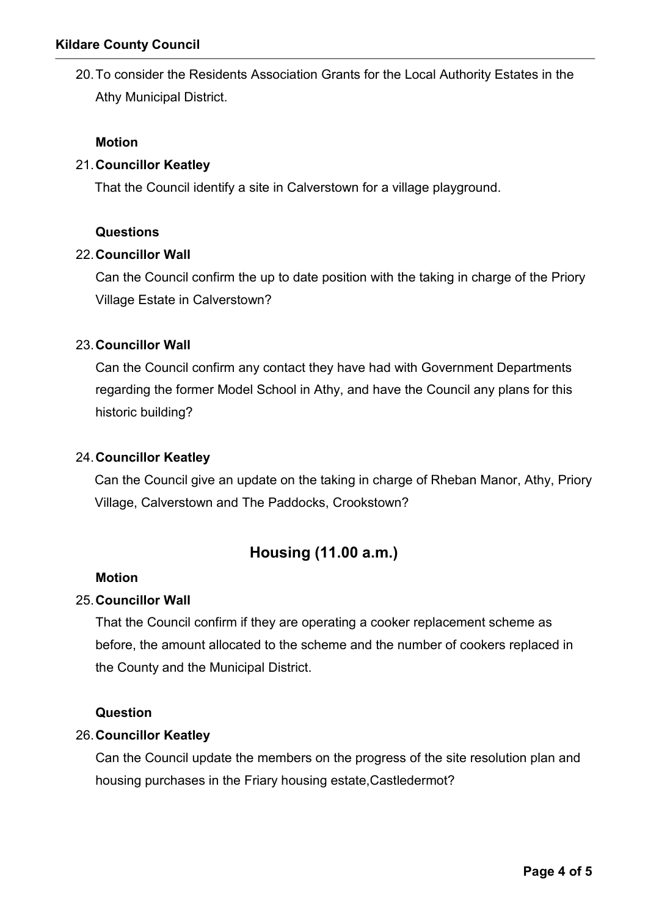20. To consider the Residents Association Grants for the Local Authority Estates in the Athy Municipal District.

**Motion**

21. **Councillor Keatley**

That the Council identify a site in Calverstown for a village playground.

**Questions**

22. **Councillor Wall**

Can the Council confirm the up to date position with the taking in charge of the Priory Village Estate in Calverstown?

23. **Councillor Wall**

Can the Council confirm any contact they have had with Government Departments regarding the former Model School in Athy, and have the Council any plans for this historic building?

24. **Councillor Keatley**

Can the Council give an update on the taking in charge of Rheban Manor, Athy, Priory Village, Calverstown and The Paddocks, Crookstown?

## Housing (11.00 a.m.)

**Motion**

25. **Councillor Wall**

That the Council confirm if they are operating a cooker replacement scheme as before, the amount allocated to the scheme and the number of cookers replaced in the County and the Municipal District.

**Question**

26. **Councillor Keatley**

Can the Council update the members on the progress of the site resolution plan and housing purchases in the Friary housing estate,Castledermot?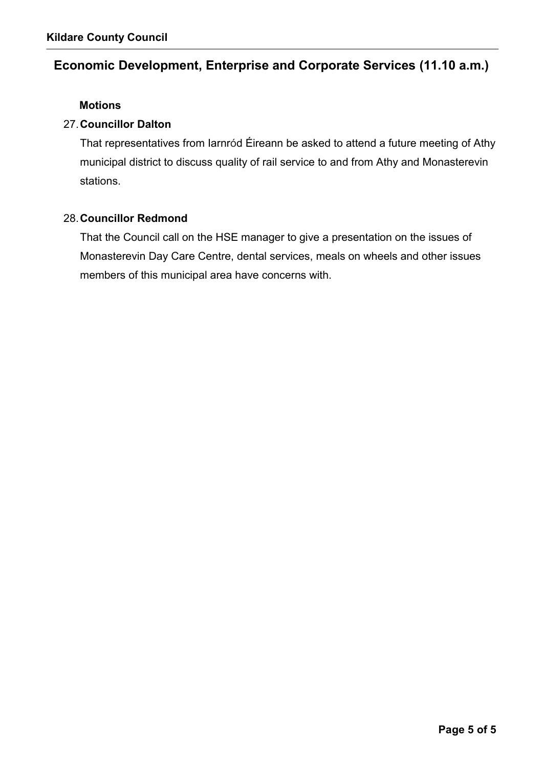## Economic Development, Enterprise and Corporate Services (11.10 a.m.)

**Motions**

27. **Councillor Dalton**

    That representatives from Iarnród Éireann be asked to attend a future meeting of Athy municipal district to discuss quality of rail service to and from Athy and Monasterevin stations.

28. **Councillor Redmond**

    That the Council call on the HSE manager to give a presentation on the issues of Monasterevin Day Care Centre, dental services, meals on wheels and other issues members of this municipal area have concerns with.